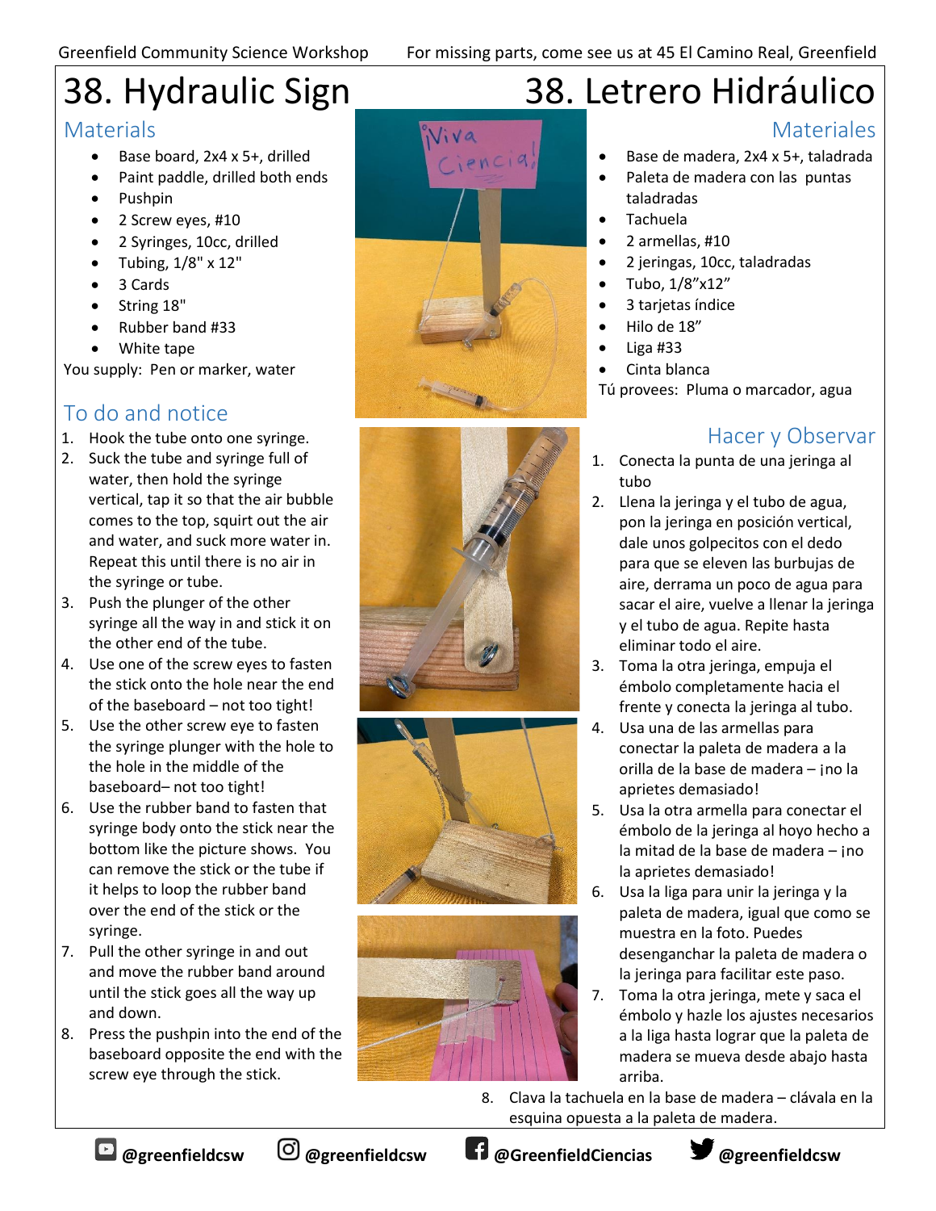# 38. Hydraulic Sign

## Materials

- Base board, 2x4 x 5+, drilled
- Paint paddle, drilled both ends
- Pushpin
- 2 Screw eyes, #10
- 2 Syringes, 10cc, drilled
- Tubing, 1/8" x 12"
- 3 Cards
- String 18"
- Rubber band #33
- White tape

You supply: Pen or marker, water

## To do and notice

1. Hook the tube onto one syringe.
2. Suck the tube and syringe full of water, then hold the syringe vertical, tap it so that the air bubble comes to the top, squirt out the air and water, and suck more water in. Repeat this until there is no air in the syringe or tube.
3. Push the plunger of the other syringe all the way in and stick it on the other end of the tube.
4. Use one of the screw eyes to fasten the stick onto the hole near the end of the baseboard – not too tight!
5. Use the other screw eye to fasten the syringe plunger with the hole to the hole in the middle of the baseboard– not too tight!
6. Use the rubber band to fasten that syringe body onto the stick near the bottom like the picture shows. You can remove the stick or the tube if it helps to loop the rubber band over the end of the stick or the syringe.
7. Pull the other syringe in and out and move the rubber band around until the stick goes all the way up and down.
8. Press the pushpin into the end of the baseboard opposite the end with the screw eye through the stick.

# 38. Letrero Hidráulico

## Materiales

- Base de madera, 2x4 x 5+, taladrada
- Paleta de madera con las puntas taladradas
- Tachuela
- 2 armellas, #10
- 2 jeringas, 10cc, taladradas
- Tubo, 1/8"x12"
- 3 tarjetas índice
- Hilo de 18"
- Liga #33
- Cinta blanca

Tú provees: Pluma o marcador, agua

## Hacer y Observar

1. Conecta la punta de una jeringa al tubo
2. Llena la jeringa y el tubo de agua, pon la jeringa en posición vertical, dale unos golpecitos con el dedo para que se eleven las burbujas de aire, derrama un poco de agua para sacar el aire, vuelve a llenar la jeringa y el tubo de agua. Repite hasta eliminar todo el aire.
3. Toma la otra jeringa, empuja el émbolo completamente hacia el frente y conecta la jeringa al tubo.
4. Usa una de las armellas para conectar la paleta de madera a la orilla de la base de madera – ¡no la aprietes demasiado!
5. Usa la otra armella para conectar el émbolo de la jeringa al hoyo hecho a la mitad de la base de madera – ¡no la aprietes demasiado!
6. Usa la liga para unir la jeringa y la paleta de madera, igual que como se muestra en la foto. Puedes desenganchar la paleta de madera o la jeringa para facilitar este paso.
7. Toma la otra jeringa, mete y saca el émbolo y hazle los ajustes necesarios a la liga hasta lograr que la paleta de madera se mueva desde abajo hasta arriba.
8. Clava la tachuela en la base de madera – clávala en la esquina opuesta a la paleta de madera.

@greenfieldcsw @greenfieldcsw @GreenfieldCiencias @greenfieldcsw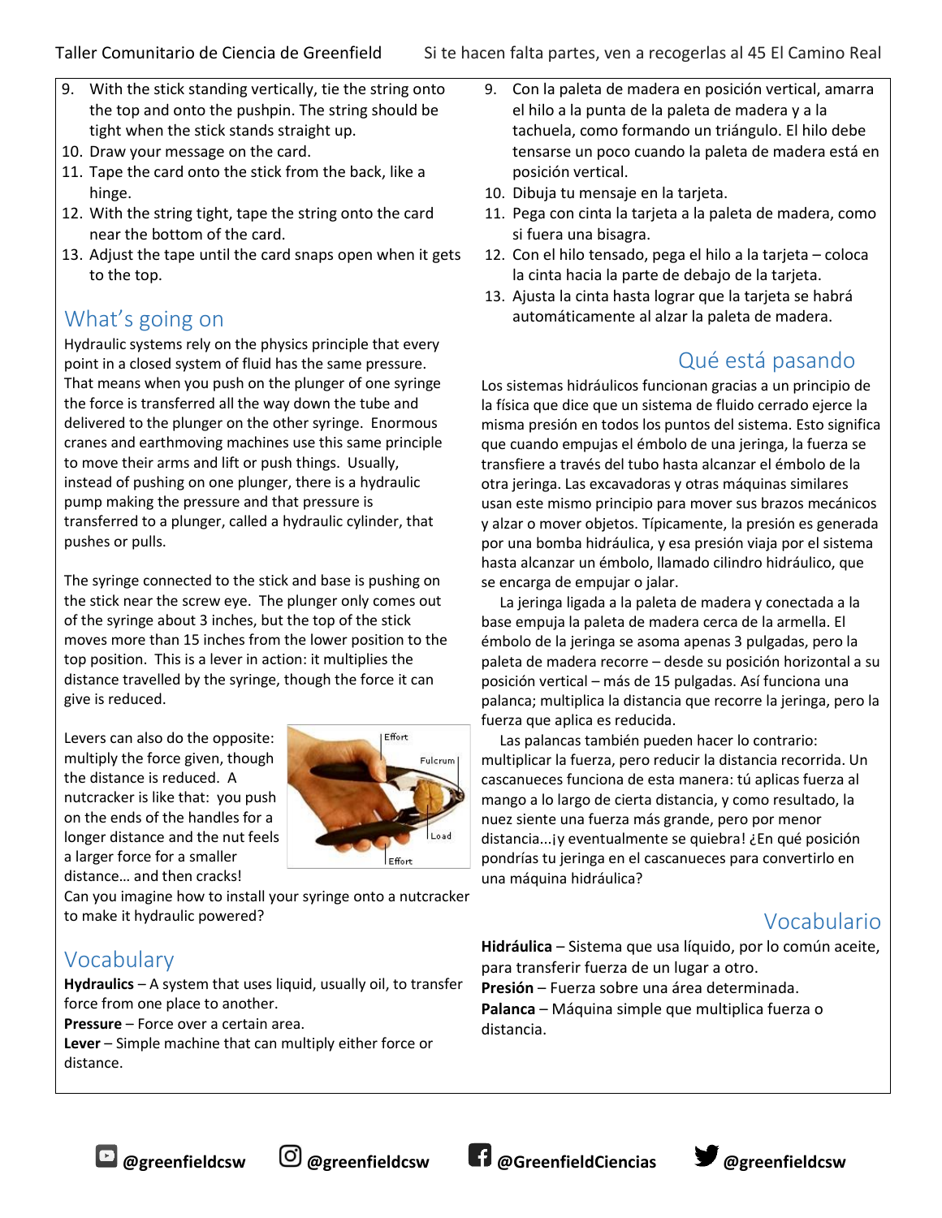9. With the stick standing vertically, tie the string onto the top and onto the pushpin. The string should be tight when the stick stands straight up.
10. Draw your message on the card.
11. Tape the card onto the stick from the back, like a hinge.
12. With the string tight, tape the string onto the card near the bottom of the card.
13. Adjust the tape until the card snaps open when it gets to the top.

## What's going on

Hydraulic systems rely on the physics principle that every point in a closed system of fluid has the same pressure. That means when you push on the plunger of one syringe the force is transferred all the way down the tube and delivered to the plunger on the other syringe. Enormous cranes and earthmoving machines use this same principle to move their arms and lift or push things. Usually, instead of pushing on one plunger, there is a hydraulic pump making the pressure and that pressure is transferred to a plunger, called a hydraulic cylinder, that pushes or pulls.

The syringe connected to the stick and base is pushing on the stick near the screw eye. The plunger only comes out of the syringe about 3 inches, but the top of the stick moves more than 15 inches from the lower position to the top position. This is a lever in action: it multiplies the distance travelled by the syringe, though the force it can give is reduced.

Levers can also do the opposite: multiply the force given, though the distance is reduced. A nutcracker is like that: you push on the ends of the handles for a longer distance and the nut feels a larger force for a smaller distance… and then cracks!

Effort
Fulcrum
Load
Effort

Can you imagine how to install your syringe onto a nutcracker to make it hydraulic powered?

## Vocabulary

**Hydraulics** – A system that uses liquid, usually oil, to transfer force from one place to another.
**Pressure** – Force over a certain area.
**Lever** – Simple machine that can multiply either force or distance.

9. Con la paleta de madera en posición vertical, amarra el hilo a la punta de la paleta de madera y a la tachuela, como formando un triángulo. El hilo debe tensarse un poco cuando la paleta de madera está en posición vertical.
10. Dibuja tu mensaje en la tarjeta.
11. Pega con cinta la tarjeta a la paleta de madera, como si fuera una bisagra.
12. Con el hilo tensado, pega el hilo a la tarjeta – coloca la cinta hacia la parte de debajo de la tarjeta.
13. Ajusta la cinta hasta lograr que la tarjeta se habrá automáticamente al alzar la paleta de madera.

## Qué está pasando

Los sistemas hidráulicos funcionan gracias a un principio de la física que dice que un sistema de fluido cerrado ejerce la misma presión en todos los puntos del sistema. Esto significa que cuando empujas el émbolo de una jeringa, la fuerza se transfiere a través del tubo hasta alcanzar el émbolo de la otra jeringa. Las excavadoras y otras máquinas similares usan este mismo principio para mover sus brazos mecánicos y alzar o mover objetos. Típicamente, la presión es generada por una bomba hidráulica, y esa presión viaja por el sistema hasta alcanzar un émbolo, llamado cilindro hidráulico, que se encarga de empujar o jalar.

La jeringa ligada a la paleta de madera y conectada a la base empuja la paleta de madera cerca de la armella. El émbolo de la jeringa se asoma apenas 3 pulgadas, pero la paleta de madera recorre – desde su posición horizontal a su posición vertical – más de 15 pulgadas. Así funciona una palanca; multiplica la distancia que recorre la jeringa, pero la fuerza que aplica es reducida.

Las palancas también pueden hacer lo contrario: multiplicar la fuerza, pero reducir la distancia recorrida. Un cascanueces funciona de esta manera: tú aplicas fuerza al mango a lo largo de cierta distancia, y como resultado, la nuez siente una fuerza más grande, pero por menor distancia...¡y eventualmente se quiebra! ¿En qué posición pondrías tu jeringa en el cascanueces para convertirlo en una máquina hidráulica?

## Vocabulario

**Hidráulica** – Sistema que usa líquido, por lo común aceite, para transferir fuerza de un lugar a otro.
**Presión** – Fuerza sobre una área determinada.
**Palanca** – Máquina simple que multiplica fuerza o distancia.

@greenfieldcsw @greenfieldcsw @GreenfieldCiencias @greenfieldcsw